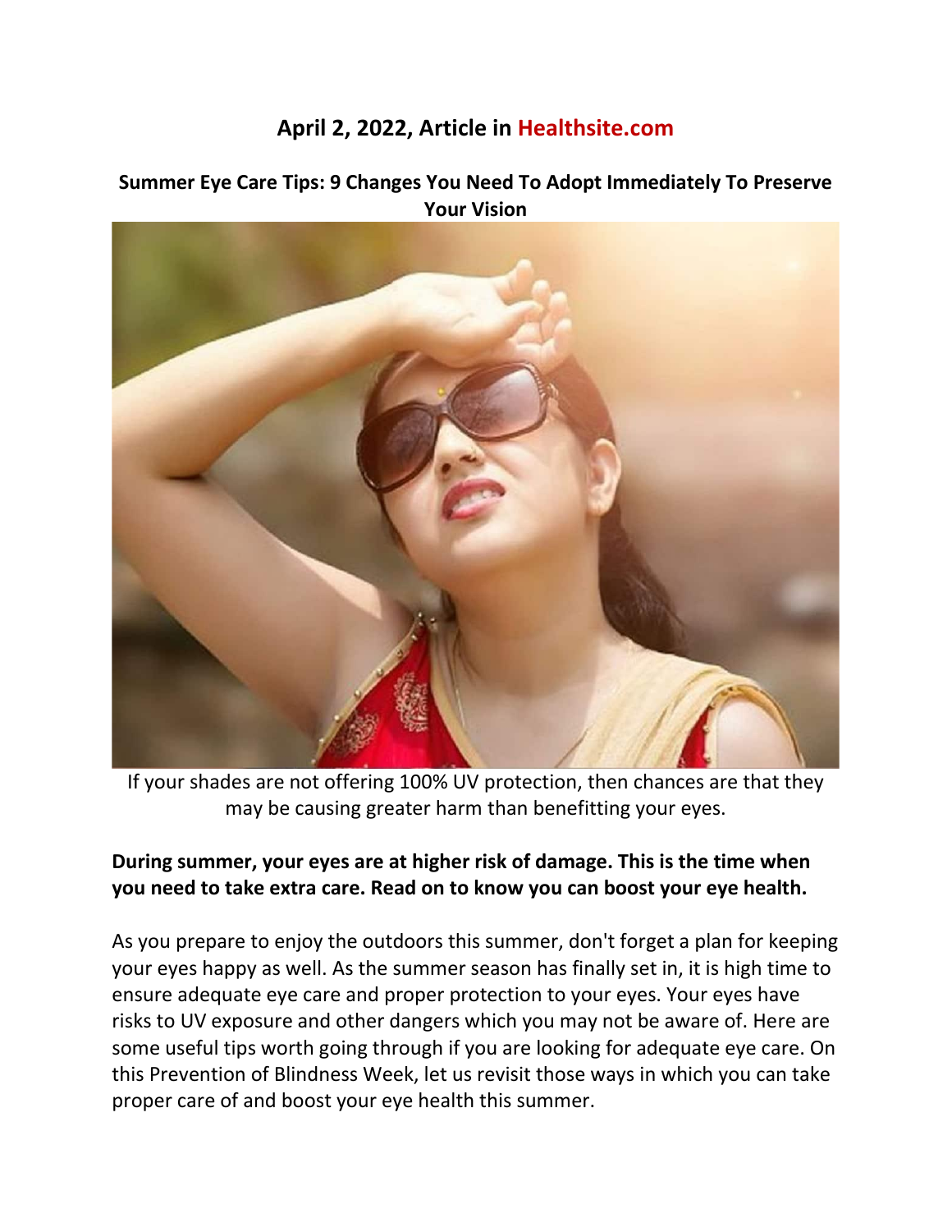# April 2, 2022, Article in Healthsite.com

## Summer Eye Care Tips: 9 Changes You Need To Adopt Immediately To Preserve Your Vision

If your shades are not offering 100% UV protection, then chances are that they may be causing greater harm than benefitting your eyes.

**During summer, your eyes are at higher risk of damage. This is the time when you need to take extra care. Read on to know you can boost your eye health.**

As you prepare to enjoy the outdoors this summer, don't forget a plan for keeping your eyes happy as well. As the summer season has finally set in, it is high time to ensure adequate eye care and proper protection to your eyes. Your eyes have risks to UV exposure and other dangers which you may not be aware of. Here are some useful tips worth going through if you are looking for adequate eye care. On this Prevention of Blindness Week, let us revisit those ways in which you can take proper care of and boost your eye health this summer.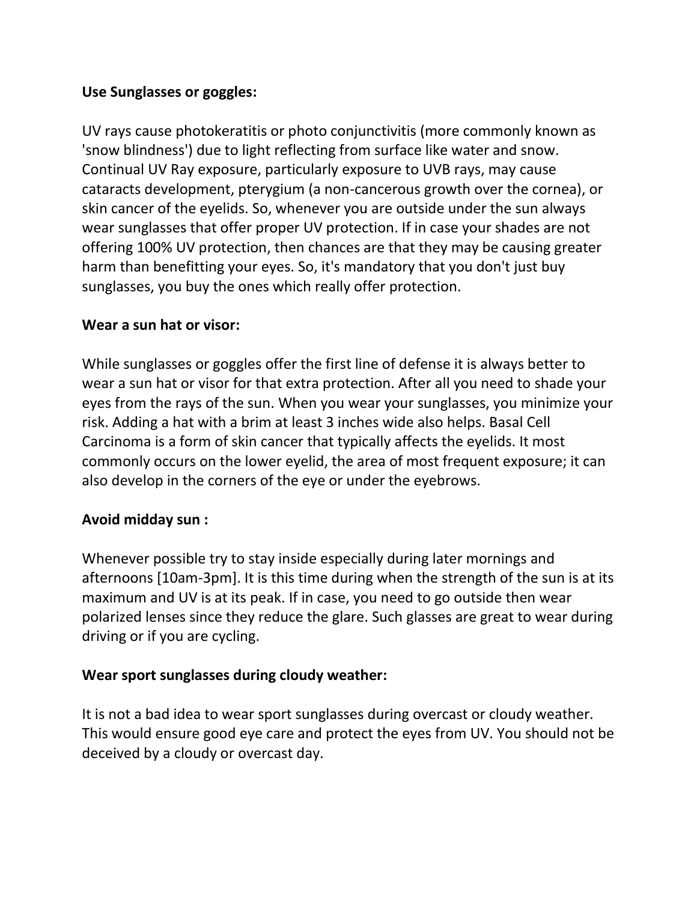**Use Sunglasses or goggles:**

UV rays cause photokeratitis or photo conjunctivitis (more commonly known as 'snow blindness') due to light reflecting from surface like water and snow. Continual UV Ray exposure, particularly exposure to UVB rays, may cause cataracts development, pterygium (a non-cancerous growth over the cornea), or skin cancer of the eyelids. So, whenever you are outside under the sun always wear sunglasses that offer proper UV protection. If in case your shades are not offering 100% UV protection, then chances are that they may be causing greater harm than benefitting your eyes. So, it's mandatory that you don't just buy sunglasses, you buy the ones which really offer protection.

**Wear a sun hat or visor:**

While sunglasses or goggles offer the first line of defense it is always better to wear a sun hat or visor for that extra protection. After all you need to shade your eyes from the rays of the sun. When you wear your sunglasses, you minimize your risk. Adding a hat with a brim at least 3 inches wide also helps. Basal Cell Carcinoma is a form of skin cancer that typically affects the eyelids. It most commonly occurs on the lower eyelid, the area of most frequent exposure; it can also develop in the corners of the eye or under the eyebrows.

**Avoid midday sun :**

Whenever possible try to stay inside especially during later mornings and afternoons [10am-3pm]. It is this time during when the strength of the sun is at its maximum and UV is at its peak. If in case, you need to go outside then wear polarized lenses since they reduce the glare. Such glasses are great to wear during driving or if you are cycling.

**Wear sport sunglasses during cloudy weather:**

It is not a bad idea to wear sport sunglasses during overcast or cloudy weather. This would ensure good eye care and protect the eyes from UV. You should not be deceived by a cloudy or overcast day.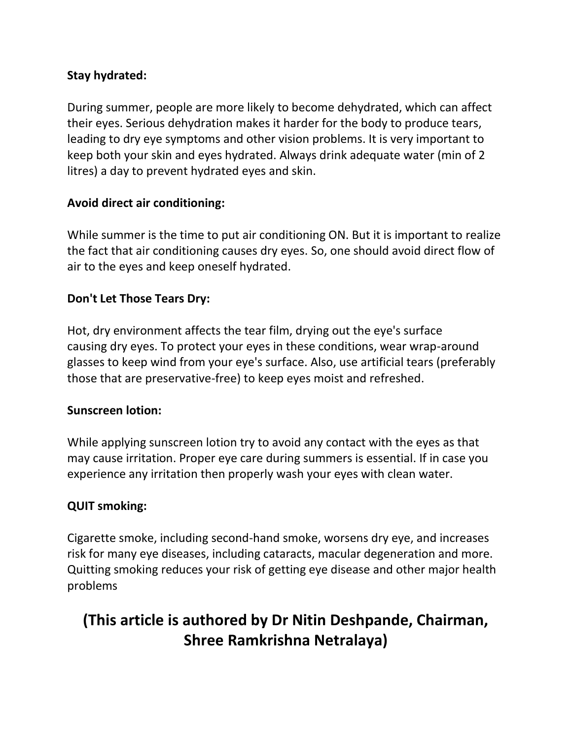**Stay hydrated:**

During summer, people are more likely to become dehydrated, which can affect their eyes. Serious dehydration makes it harder for the body to produce tears, leading to dry eye symptoms and other vision problems. It is very important to keep both your skin and eyes hydrated. Always drink adequate water (min of 2 litres) a day to prevent hydrated eyes and skin.

**Avoid direct air conditioning:**

While summer is the time to put air conditioning ON. But it is important to realize the fact that air conditioning causes dry eyes. So, one should avoid direct flow of air to the eyes and keep oneself hydrated.

**Don't Let Those Tears Dry:**

Hot, dry environment affects the tear film, drying out the eye's surface causing dry eyes. To protect your eyes in these conditions, wear wrap-around glasses to keep wind from your eye's surface. Also, use artificial tears (preferably those that are preservative-free) to keep eyes moist and refreshed.

**Sunscreen lotion:**

While applying sunscreen lotion try to avoid any contact with the eyes as that may cause irritation. Proper eye care during summers is essential. If in case you experience any irritation then properly wash your eyes with clean water.

**QUIT smoking:**

Cigarette smoke, including second-hand smoke, worsens dry eye, and increases risk for many eye diseases, including cataracts, macular degeneration and more. Quitting smoking reduces your risk of getting eye disease and other major health problems

## (This article is authored by Dr Nitin Deshpande, Chairman, Shree Ramkrishna Netralaya)